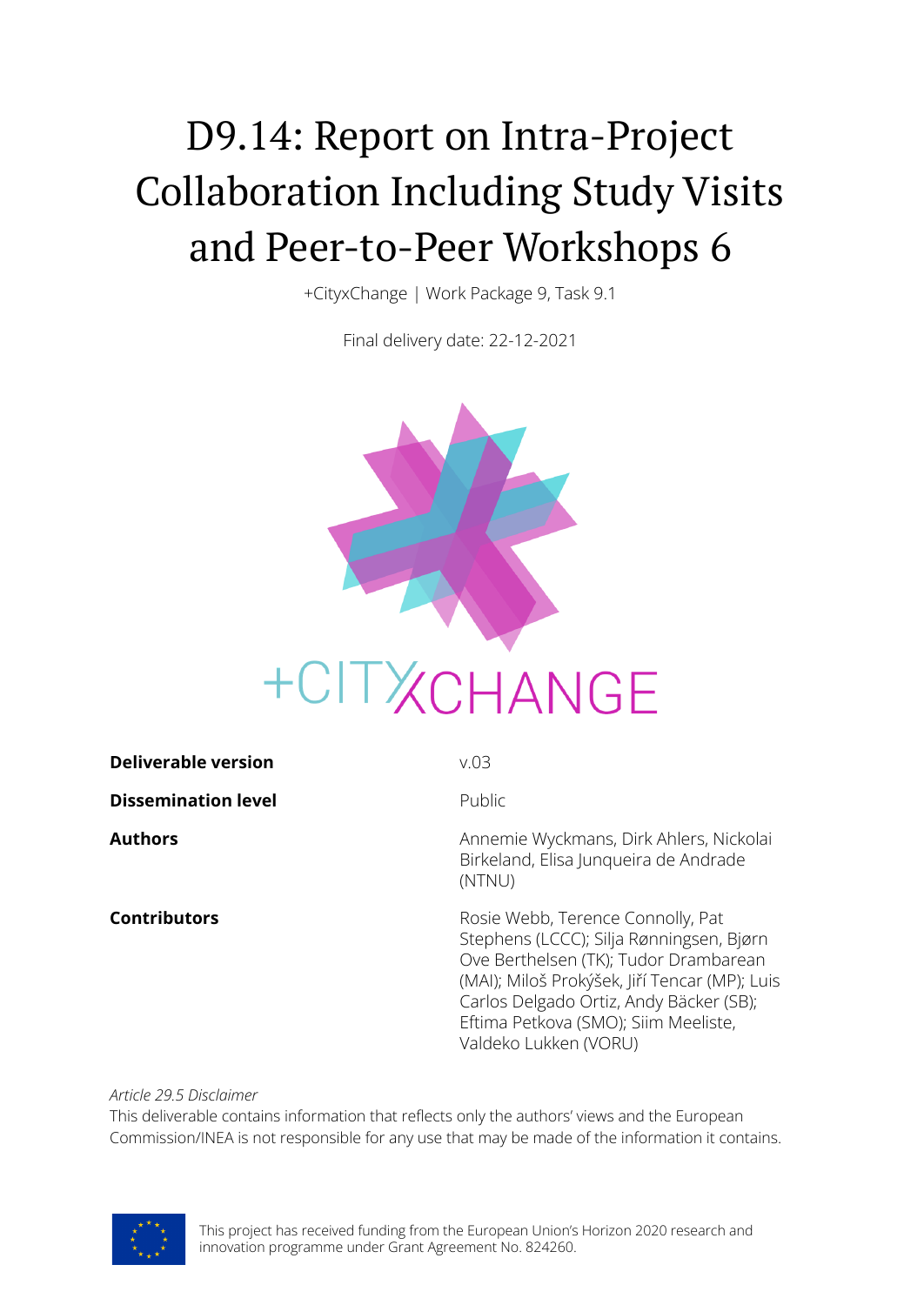# D9.14: Report on Intra-Project Collaboration Including Study Visits and Peer-to-Peer Workshops 6

+CityxChange | Work Package 9, Task 9.1

Final delivery date: 22-12-2021

| | |
|---|---|
| **Deliverable version** | v.03 |
| **Dissemination level** | Public |
| **Authors** | Annemie Wyckmans, Dirk Ahlers, Nickolai Birkeland, Elisa Junqueira de Andrade (NTNU) |
| **Contributors** | Rosie Webb, Terence Connolly, Pat Stephens (LCCC); Silja Rønningsen, Bjørn Ove Berthelsen (TK); Tudor Drambarean (MAI); Miloš Prokýšek, Jiří Tencar (MP); Luis Carlos Delgado Ortiz, Andy Bäcker (SB); Eftima Petkova (SMO); Siim Meeliste, Valdeko Lukken (VORU) |

*Article 29.5 Disclaimer*
This deliverable contains information that reflects only the authors' views and the European Commission/INEA is not responsible for any use that may be made of the information it contains.

This project has received funding from the European Union's Horizon 2020 research and innovation programme under Grant Agreement No. 824260.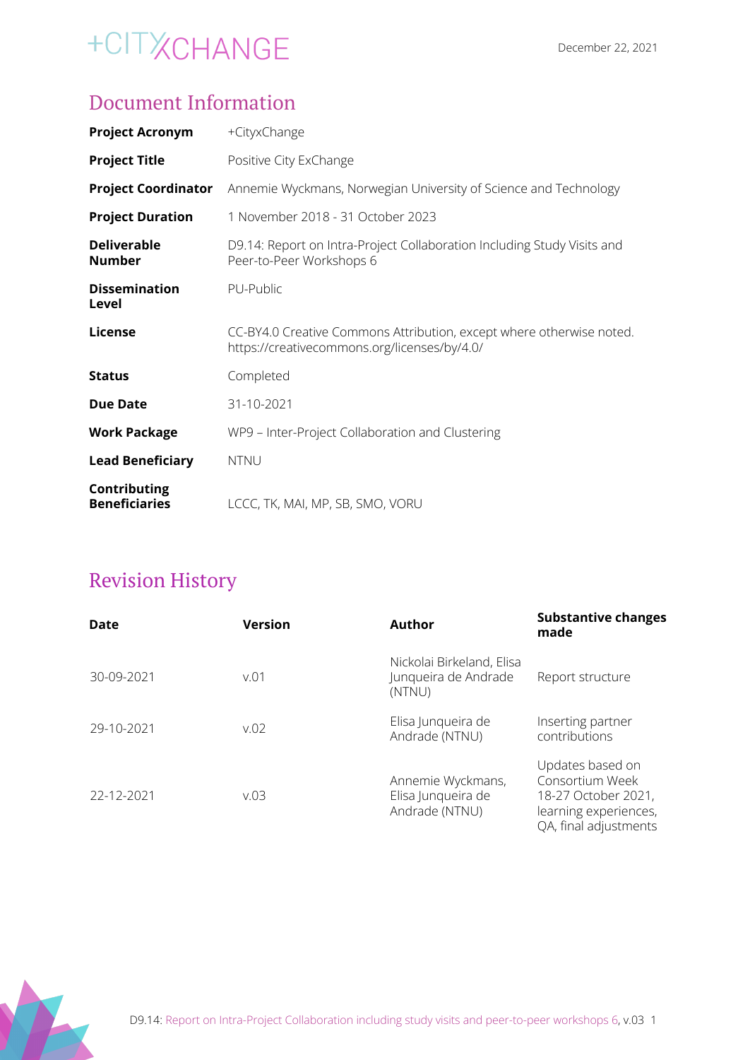## Document Information

| | |
|---|---|
| **Project Acronym** | +CityxChange |
| **Project Title** | Positive City ExChange |
| **Project Coordinator** | Annemie Wyckmans, Norwegian University of Science and Technology |
| **Project Duration** | 1 November 2018 - 31 October 2023 |
| **Deliverable Number** | D9.14: Report on Intra-Project Collaboration Including Study Visits and Peer-to-Peer Workshops 6 |
| **Dissemination Level** | PU-Public |
| **License** | CC-BY4.0 Creative Commons Attribution, except where otherwise noted. https://creativecommons.org/licenses/by/4.0/ |
| **Status** | Completed |
| **Due Date** | 31-10-2021 |
| **Work Package** | WP9 – Inter-Project Collaboration and Clustering |
| **Lead Beneficiary** | NTNU |
| **Contributing Beneficiaries** | LCCC, TK, MAI, MP, SB, SMO, VORU |

## Revision History

| Date | Version | Author | Substantive changes made |
|---|---|---|---|
| 30-09-2021 | v.01 | Nickolai Birkeland, Elisa Junqueira de Andrade (NTNU) | Report structure |
| 29-10-2021 | v.02 | Elisa Junqueira de Andrade (NTNU) | Inserting partner contributions |
| 22-12-2021 | v.03 | Annemie Wyckmans, Elisa Junqueira de Andrade (NTNU) | Updates based on Consortium Week 18-27 October 2021, learning experiences, QA, final adjustments |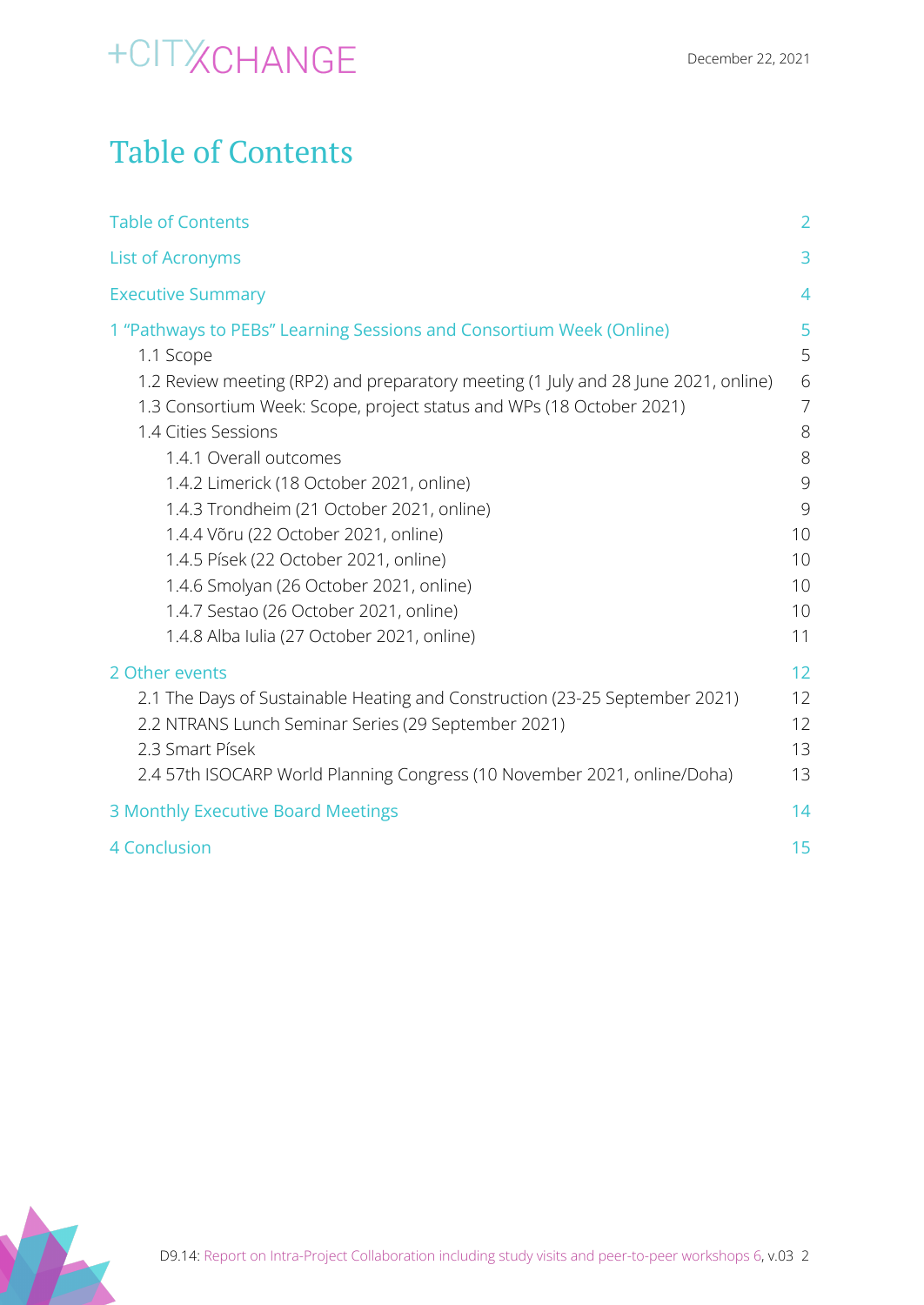# Table of Contents

| | |
|---|---|
| Table of Contents | 2 |
| List of Acronyms | 3 |
| Executive Summary | 4 |
| 1 "Pathways to PEBs" Learning Sessions and Consortium Week (Online) | 5 |
| 1.1 Scope | 5 |
| 1.2 Review meeting (RP2) and preparatory meeting (1 July and 28 June 2021, online) | 6 |
| 1.3 Consortium Week: Scope, project status and WPs (18 October 2021) | 7 |
| 1.4 Cities Sessions | 8 |
| 1.4.1 Overall outcomes | 8 |
| 1.4.2 Limerick (18 October 2021, online) | 9 |
| 1.4.3 Trondheim (21 October 2021, online) | 9 |
| 1.4.4 Võru (22 October 2021, online) | 10 |
| 1.4.5 Písek (22 October 2021, online) | 10 |
| 1.4.6 Smolyan (26 October 2021, online) | 10 |
| 1.4.7 Sestao (26 October 2021, online) | 10 |
| 1.4.8 Alba Iulia (27 October 2021, online) | 11 |
| 2 Other events | 12 |
| 2.1 The Days of Sustainable Heating and Construction (23-25 September 2021) | 12 |
| 2.2 NTRANS Lunch Seminar Series (29 September 2021) | 12 |
| 2.3 Smart Písek | 13 |
| 2.4 57th ISOCARP World Planning Congress (10 November 2021, online/Doha) | 13 |
| 3 Monthly Executive Board Meetings | 14 |
| 4 Conclusion | 15 |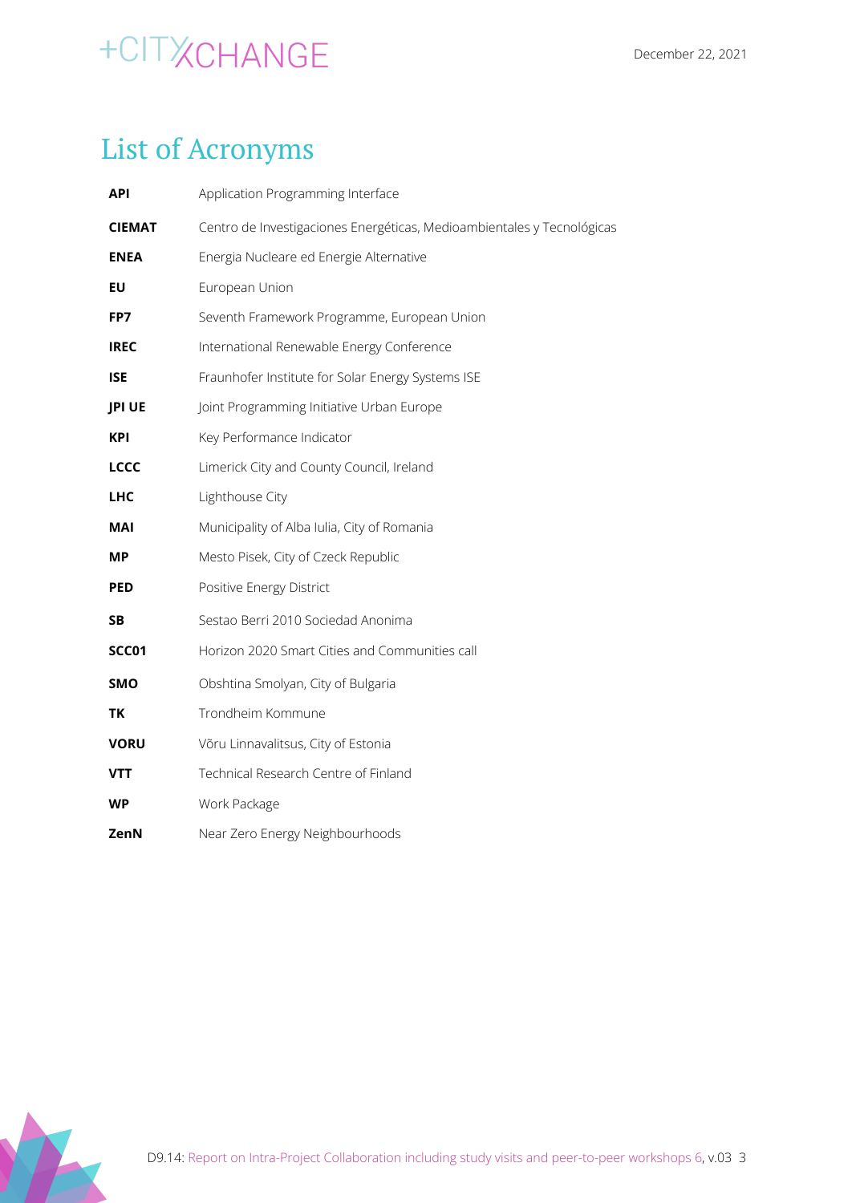# List of Acronyms

| | |
|---|---|
| **API** | Application Programming Interface |
| **CIEMAT** | Centro de Investigaciones Energéticas, Medioambientales y Tecnológicas |
| **ENEA** | Energia Nucleare ed Energie Alternative |
| **EU** | European Union |
| **FP7** | Seventh Framework Programme, European Union |
| **IREC** | International Renewable Energy Conference |
| **ISE** | Fraunhofer Institute for Solar Energy Systems ISE |
| **JPI UE** | Joint Programming Initiative Urban Europe |
| **KPI** | Key Performance Indicator |
| **LCCC** | Limerick City and County Council, Ireland |
| **LHC** | Lighthouse City |
| **MAI** | Municipality of Alba Iulia, City of Romania |
| **MP** | Mesto Pisek, City of Czeck Republic |
| **PED** | Positive Energy District |
| **SB** | Sestao Berri 2010 Sociedad Anonima |
| **SCC01** | Horizon 2020 Smart Cities and Communities call |
| **SMO** | Obshtina Smolyan, City of Bulgaria |
| **TK** | Trondheim Kommune |
| **VORU** | Võru Linnavalitsus, City of Estonia |
| **VTT** | Technical Research Centre of Finland |
| **WP** | Work Package |
| **ZenN** | Near Zero Energy Neighbourhoods |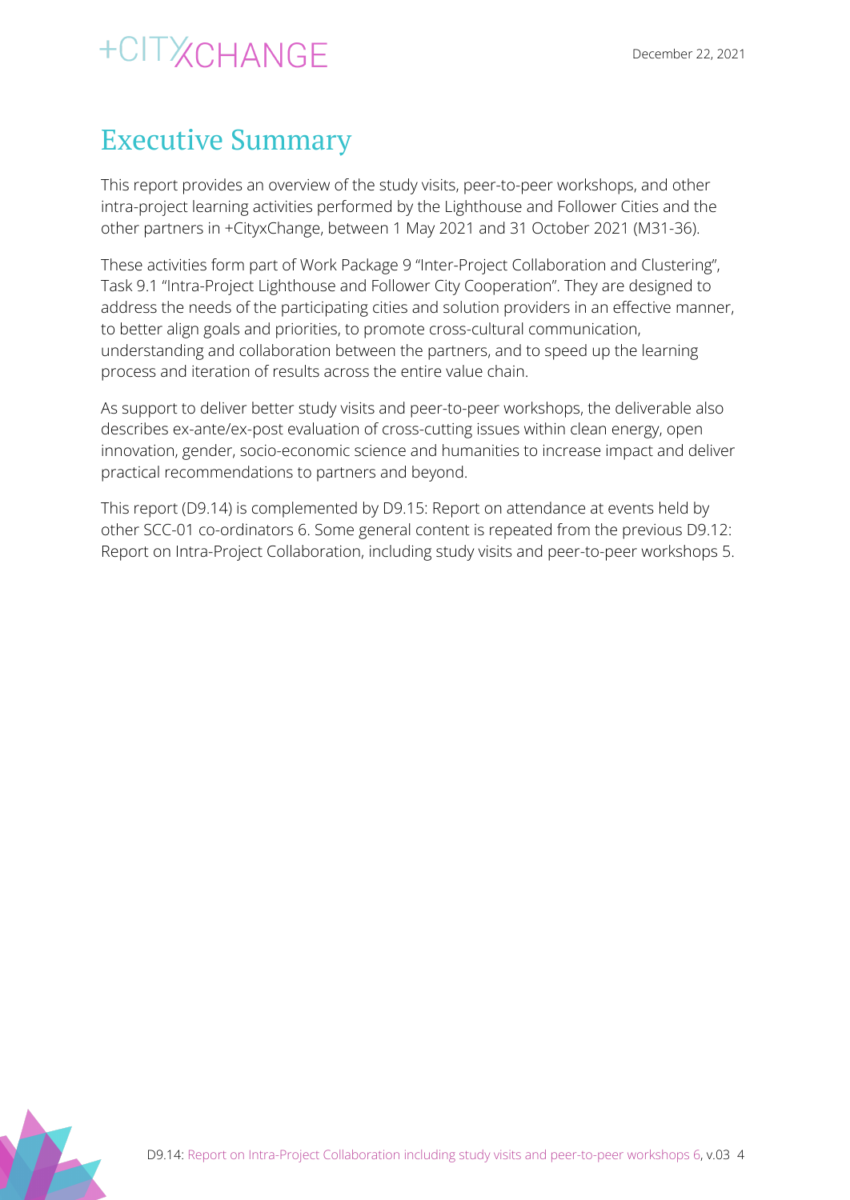# Executive Summary

This report provides an overview of the study visits, peer-to-peer workshops, and other intra-project learning activities performed by the Lighthouse and Follower Cities and the other partners in +CityxChange, between 1 May 2021 and 31 October 2021 (M31-36).

These activities form part of Work Package 9 "Inter-Project Collaboration and Clustering", Task 9.1 "Intra-Project Lighthouse and Follower City Cooperation". They are designed to address the needs of the participating cities and solution providers in an effective manner, to better align goals and priorities, to promote cross-cultural communication, understanding and collaboration between the partners, and to speed up the learning process and iteration of results across the entire value chain.

As support to deliver better study visits and peer-to-peer workshops, the deliverable also describes ex-ante/ex-post evaluation of cross-cutting issues within clean energy, open innovation, gender, socio-economic science and humanities to increase impact and deliver practical recommendations to partners and beyond.

This report (D9.14) is complemented by D9.15: Report on attendance at events held by other SCC-01 co-ordinators 6. Some general content is repeated from the previous D9.12: Report on Intra-Project Collaboration, including study visits and peer-to-peer workshops 5.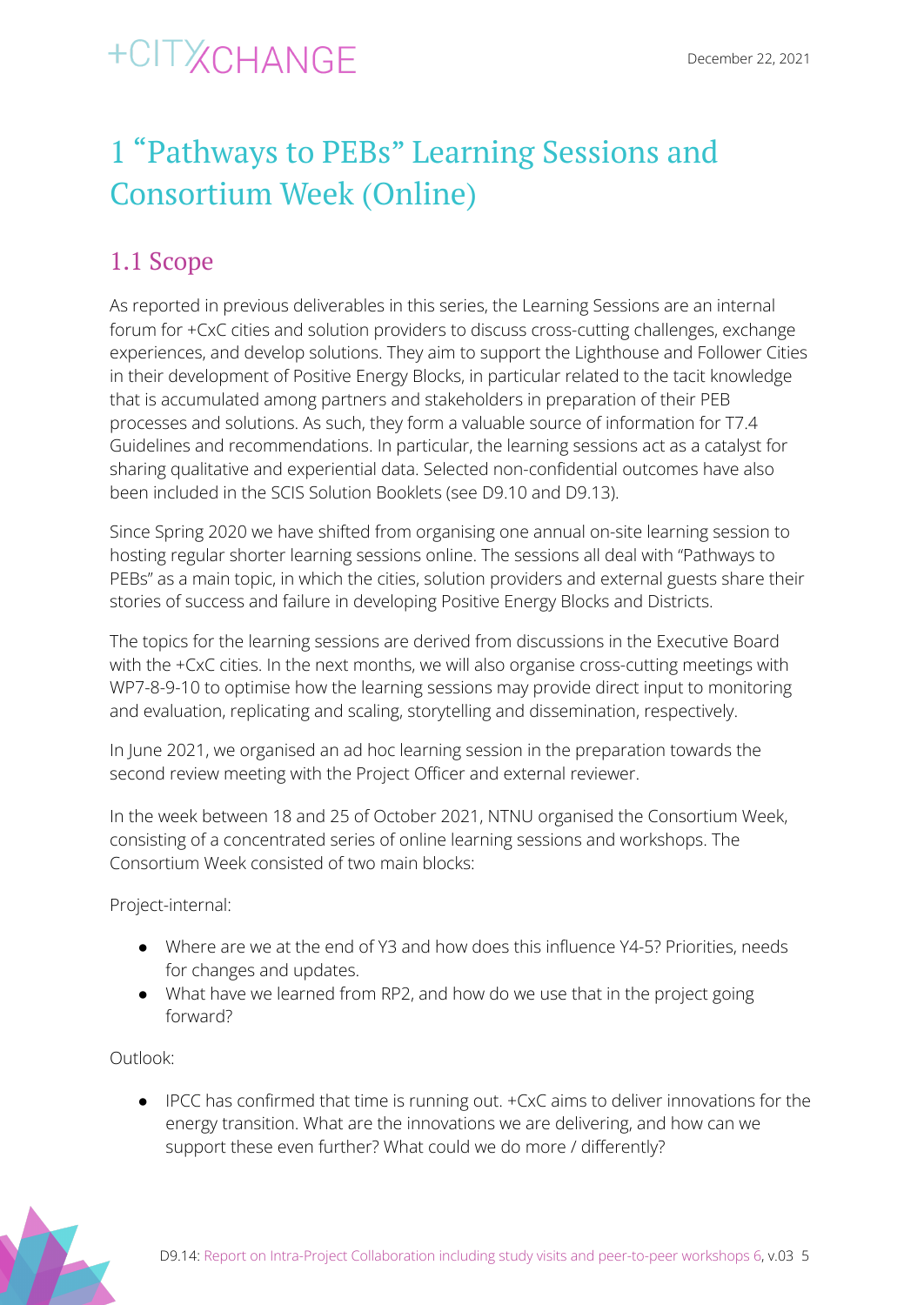# 1 "Pathways to PEBs" Learning Sessions and Consortium Week (Online)

## 1.1 Scope

As reported in previous deliverables in this series, the Learning Sessions are an internal forum for +CxC cities and solution providers to discuss cross-cutting challenges, exchange experiences, and develop solutions. They aim to support the Lighthouse and Follower Cities in their development of Positive Energy Blocks, in particular related to the tacit knowledge that is accumulated among partners and stakeholders in preparation of their PEB processes and solutions. As such, they form a valuable source of information for T7.4 Guidelines and recommendations. In particular, the learning sessions act as a catalyst for sharing qualitative and experiential data. Selected non-confidential outcomes have also been included in the SCIS Solution Booklets (see D9.10 and D9.13).

Since Spring 2020 we have shifted from organising one annual on-site learning session to hosting regular shorter learning sessions online. The sessions all deal with "Pathways to PEBs" as a main topic, in which the cities, solution providers and external guests share their stories of success and failure in developing Positive Energy Blocks and Districts.

The topics for the learning sessions are derived from discussions in the Executive Board with the +CxC cities. In the next months, we will also organise cross-cutting meetings with WP7-8-9-10 to optimise how the learning sessions may provide direct input to monitoring and evaluation, replicating and scaling, storytelling and dissemination, respectively.

In June 2021, we organised an ad hoc learning session in the preparation towards the second review meeting with the Project Officer and external reviewer.

In the week between 18 and 25 of October 2021, NTNU organised the Consortium Week, consisting of a concentrated series of online learning sessions and workshops. The Consortium Week consisted of two main blocks:

Project-internal:

- Where are we at the end of Y3 and how does this influence Y4-5? Priorities, needs for changes and updates.
- What have we learned from RP2, and how do we use that in the project going forward?

Outlook:

- IPCC has confirmed that time is running out. +CxC aims to deliver innovations for the energy transition. What are the innovations we are delivering, and how can we support these even further? What could we do more / differently?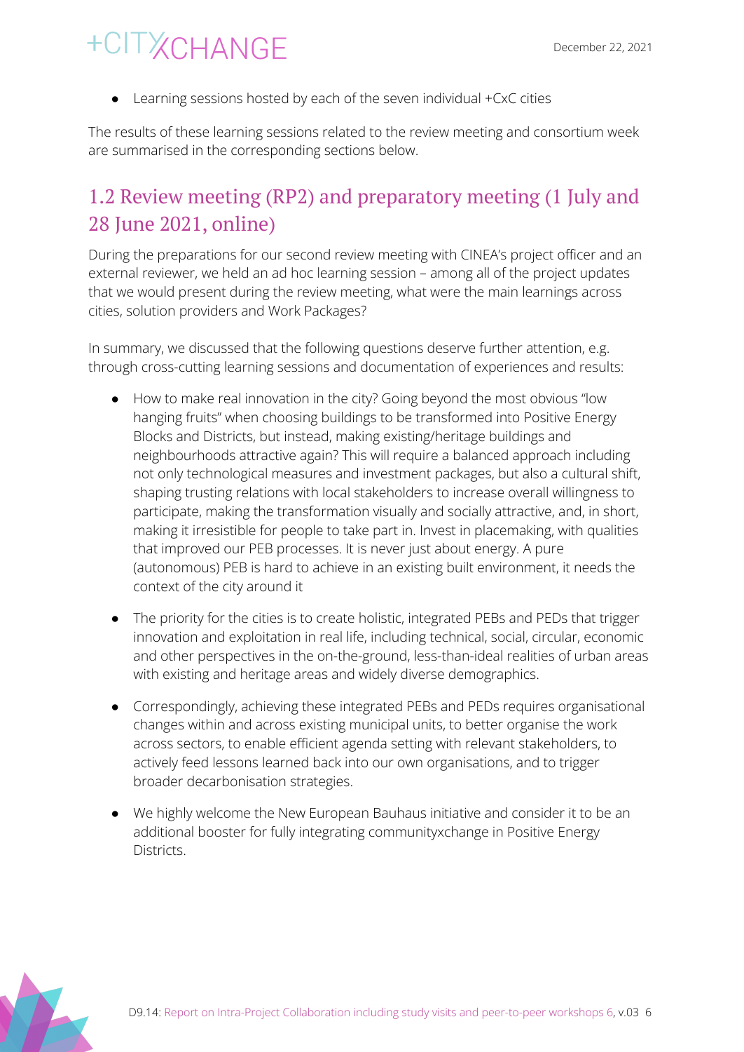- Learning sessions hosted by each of the seven individual +CxC cities

The results of these learning sessions related to the review meeting and consortium week are summarised in the corresponding sections below.

## 1.2 Review meeting (RP2) and preparatory meeting (1 July and 28 June 2021, online)

During the preparations for our second review meeting with CINEA's project officer and an external reviewer, we held an ad hoc learning session – among all of the project updates that we would present during the review meeting, what were the main learnings across cities, solution providers and Work Packages?

In summary, we discussed that the following questions deserve further attention, e.g. through cross-cutting learning sessions and documentation of experiences and results:

- How to make real innovation in the city? Going beyond the most obvious "low hanging fruits" when choosing buildings to be transformed into Positive Energy Blocks and Districts, but instead, making existing/heritage buildings and neighbourhoods attractive again? This will require a balanced approach including not only technological measures and investment packages, but also a cultural shift, shaping trusting relations with local stakeholders to increase overall willingness to participate, making the transformation visually and socially attractive, and, in short, making it irresistible for people to take part in. Invest in placemaking, with qualities that improved our PEB processes. It is never just about energy. A pure (autonomous) PEB is hard to achieve in an existing built environment, it needs the context of the city around it

- The priority for the cities is to create holistic, integrated PEBs and PEDs that trigger innovation and exploitation in real life, including technical, social, circular, economic and other perspectives in the on-the-ground, less-than-ideal realities of urban areas with existing and heritage areas and widely diverse demographics.

- Correspondingly, achieving these integrated PEBs and PEDs requires organisational changes within and across existing municipal units, to better organise the work across sectors, to enable efficient agenda setting with relevant stakeholders, to actively feed lessons learned back into our own organisations, and to trigger broader decarbonisation strategies.

- We highly welcome the New European Bauhaus initiative and consider it to be an additional booster for fully integrating communityxchange in Positive Energy Districts.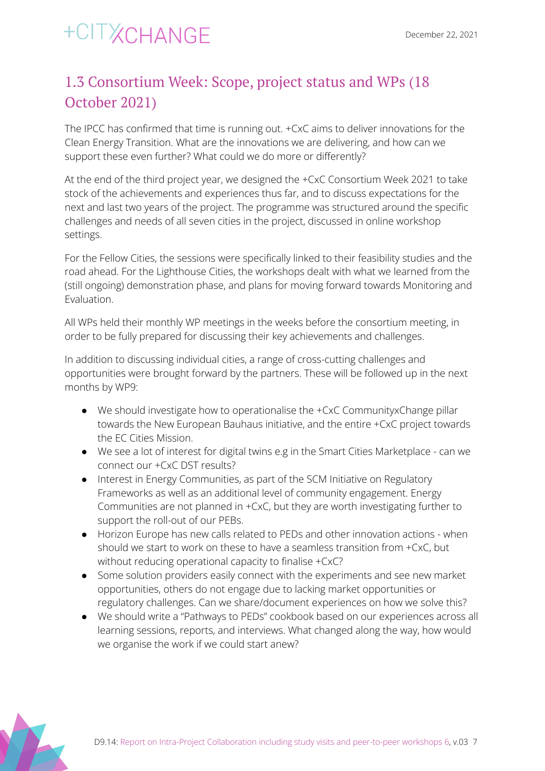## 1.3 Consortium Week: Scope, project status and WPs (18 October 2021)

The IPCC has confirmed that time is running out. +CxC aims to deliver innovations for the Clean Energy Transition. What are the innovations we are delivering, and how can we support these even further? What could we do more or differently?

At the end of the third project year, we designed the +CxC Consortium Week 2021 to take stock of the achievements and experiences thus far, and to discuss expectations for the next and last two years of the project. The programme was structured around the specific challenges and needs of all seven cities in the project, discussed in online workshop settings.

For the Fellow Cities, the sessions were specifically linked to their feasibility studies and the road ahead. For the Lighthouse Cities, the workshops dealt with what we learned from the (still ongoing) demonstration phase, and plans for moving forward towards Monitoring and Evaluation.

All WPs held their monthly WP meetings in the weeks before the consortium meeting, in order to be fully prepared for discussing their key achievements and challenges.

In addition to discussing individual cities, a range of cross-cutting challenges and opportunities were brought forward by the partners. These will be followed up in the next months by WP9:

- We should investigate how to operationalise the +CxC CommunityxChange pillar towards the New European Bauhaus initiative, and the entire +CxC project towards the EC Cities Mission.
- We see a lot of interest for digital twins e.g in the Smart Cities Marketplace - can we connect our +CxC DST results?
- Interest in Energy Communities, as part of the SCM Initiative on Regulatory Frameworks as well as an additional level of community engagement. Energy Communities are not planned in +CxC, but they are worth investigating further to support the roll-out of our PEBs.
- Horizon Europe has new calls related to PEDs and other innovation actions - when should we start to work on these to have a seamless transition from +CxC, but without reducing operational capacity to finalise +CxC?
- Some solution providers easily connect with the experiments and see new market opportunities, others do not engage due to lacking market opportunities or regulatory challenges. Can we share/document experiences on how we solve this?
- We should write a "Pathways to PEDs" cookbook based on our experiences across all learning sessions, reports, and interviews. What changed along the way, how would we organise the work if we could start anew?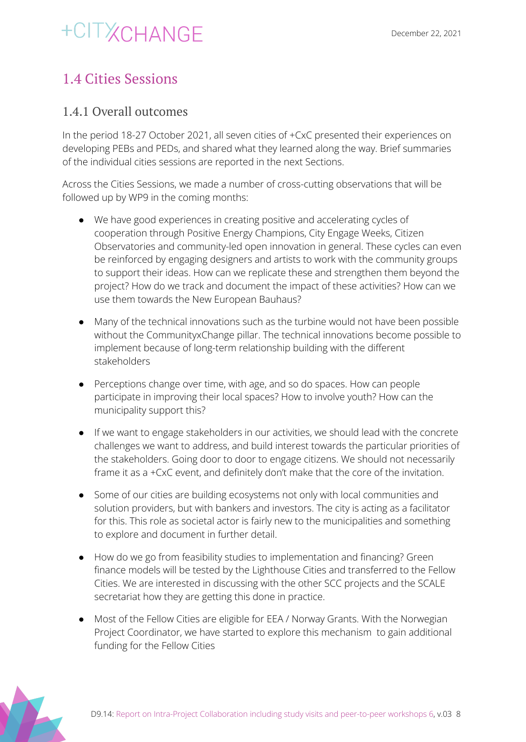## 1.4 Cities Sessions

### 1.4.1 Overall outcomes

In the period 18-27 October 2021, all seven cities of +CxC presented their experiences on developing PEBs and PEDs, and shared what they learned along the way. Brief summaries of the individual cities sessions are reported in the next Sections.

Across the Cities Sessions, we made a number of cross-cutting observations that will be followed up by WP9 in the coming months:

- We have good experiences in creating positive and accelerating cycles of cooperation through Positive Energy Champions, City Engage Weeks, Citizen Observatories and community-led open innovation in general. These cycles can even be reinforced by engaging designers and artists to work with the community groups to support their ideas. How can we replicate these and strengthen them beyond the project? How do we track and document the impact of these activities? How can we use them towards the New European Bauhaus?
- Many of the technical innovations such as the turbine would not have been possible without the CommunityxChange pillar. The technical innovations become possible to implement because of long-term relationship building with the different stakeholders
- Perceptions change over time, with age, and so do spaces. How can people participate in improving their local spaces? How to involve youth? How can the municipality support this?
- If we want to engage stakeholders in our activities, we should lead with the concrete challenges we want to address, and build interest towards the particular priorities of the stakeholders. Going door to door to engage citizens. We should not necessarily frame it as a +CxC event, and definitely don't make that the core of the invitation.
- Some of our cities are building ecosystems not only with local communities and solution providers, but with bankers and investors. The city is acting as a facilitator for this. This role as societal actor is fairly new to the municipalities and something to explore and document in further detail.
- How do we go from feasibility studies to implementation and financing? Green finance models will be tested by the Lighthouse Cities and transferred to the Fellow Cities. We are interested in discussing with the other SCC projects and the SCALE secretariat how they are getting this done in practice.
- Most of the Fellow Cities are eligible for EEA / Norway Grants. With the Norwegian Project Coordinator, we have started to explore this mechanism to gain additional funding for the Fellow Cities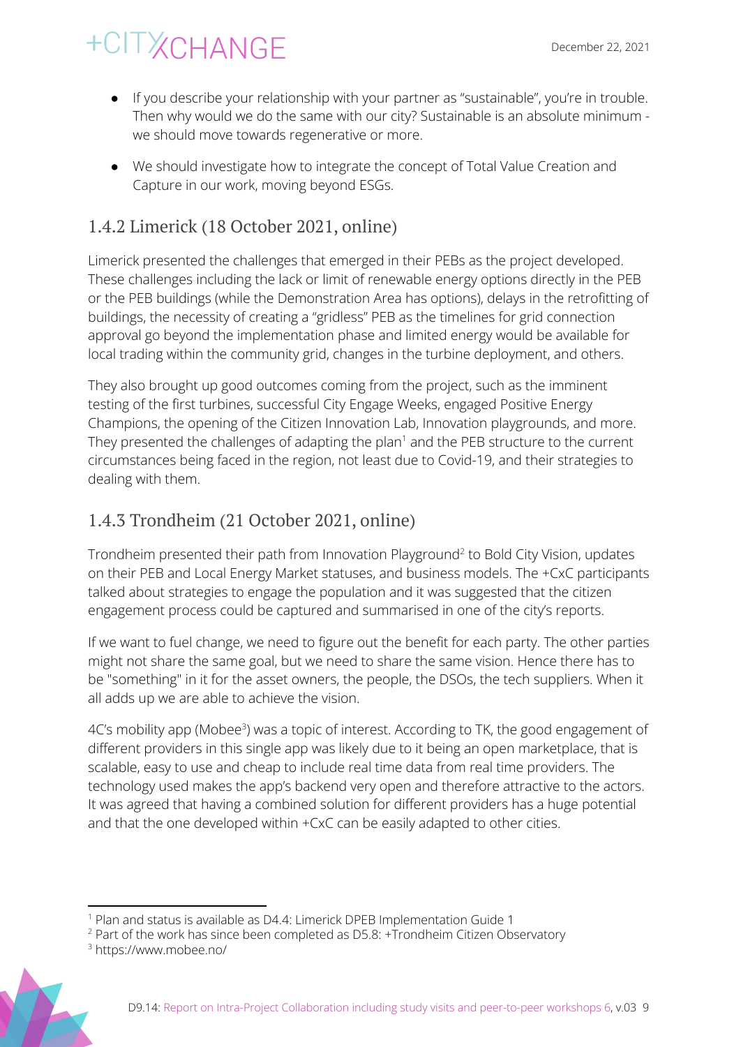- If you describe your relationship with your partner as "sustainable", you're in trouble. Then why would we do the same with our city? Sustainable is an absolute minimum - we should move towards regenerative or more.
- We should investigate how to integrate the concept of Total Value Creation and Capture in our work, moving beyond ESGs.

### 1.4.2 Limerick (18 October 2021, online)

Limerick presented the challenges that emerged in their PEBs as the project developed. These challenges including the lack or limit of renewable energy options directly in the PEB or the PEB buildings (while the Demonstration Area has options), delays in the retrofitting of buildings, the necessity of creating a "gridless" PEB as the timelines for grid connection approval go beyond the implementation phase and limited energy would be available for local trading within the community grid, changes in the turbine deployment, and others.

They also brought up good outcomes coming from the project, such as the imminent testing of the first turbines, successful City Engage Weeks, engaged Positive Energy Champions, the opening of the Citizen Innovation Lab, Innovation playgrounds, and more. They presented the challenges of adapting the plan[1] and the PEB structure to the current circumstances being faced in the region, not least due to Covid-19, and their strategies to dealing with them.

### 1.4.3 Trondheim (21 October 2021, online)

Trondheim presented their path from Innovation Playground[2] to Bold City Vision, updates on their PEB and Local Energy Market statuses, and business models. The +CxC participants talked about strategies to engage the population and it was suggested that the citizen engagement process could be captured and summarised in one of the city's reports.

If we want to fuel change, we need to figure out the benefit for each party. The other parties might not share the same goal, but we need to share the same vision. Hence there has to be "something" in it for the asset owners, the people, the DSOs, the tech suppliers. When it all adds up we are able to achieve the vision.

4C's mobility app (Mobee[3]) was a topic of interest. According to TK, the good engagement of different providers in this single app was likely due to it being an open marketplace, that is scalable, easy to use and cheap to include real time data from real time providers. The technology used makes the app's backend very open and therefore attractive to the actors. It was agreed that having a combined solution for different providers has a huge potential and that the one developed within +CxC can be easily adapted to other cities.

---

[1] Plan and status is available as D4.4: Limerick DPEB Implementation Guide 1

[2] Part of the work has since been completed as D5.8: +Trondheim Citizen Observatory

[3] https://www.mobee.no/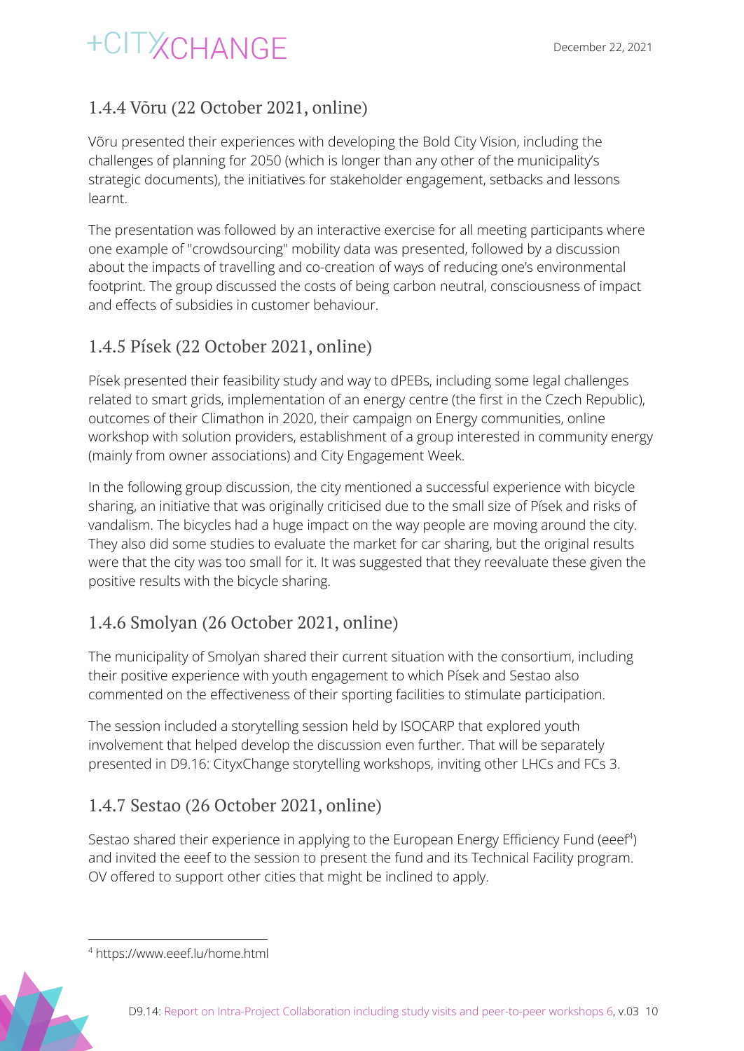### 1.4.4 Võru (22 October 2021, online)

Võru presented their experiences with developing the Bold City Vision, including the challenges of planning for 2050 (which is longer than any other of the municipality's strategic documents), the initiatives for stakeholder engagement, setbacks and lessons learnt.

The presentation was followed by an interactive exercise for all meeting participants where one example of "crowdsourcing" mobility data was presented, followed by a discussion about the impacts of travelling and co-creation of ways of reducing one's environmental footprint. The group discussed the costs of being carbon neutral, consciousness of impact and effects of subsidies in customer behaviour.

### 1.4.5 Písek (22 October 2021, online)

Písek presented their feasibility study and way to dPEBs, including some legal challenges related to smart grids, implementation of an energy centre (the first in the Czech Republic), outcomes of their Climathon in 2020, their campaign on Energy communities, online workshop with solution providers, establishment of a group interested in community energy (mainly from owner associations) and City Engagement Week.

In the following group discussion, the city mentioned a successful experience with bicycle sharing, an initiative that was originally criticised due to the small size of Písek and risks of vandalism. The bicycles had a huge impact on the way people are moving around the city. They also did some studies to evaluate the market for car sharing, but the original results were that the city was too small for it. It was suggested that they reevaluate these given the positive results with the bicycle sharing.

### 1.4.6 Smolyan (26 October 2021, online)

The municipality of Smolyan shared their current situation with the consortium, including their positive experience with youth engagement to which Písek and Sestao also commented on the effectiveness of their sporting facilities to stimulate participation.

The session included a storytelling session held by ISOCARP that explored youth involvement that helped develop the discussion even further. That will be separately presented in D9.16: CityxChange storytelling workshops, inviting other LHCs and FCs 3.

### 1.4.7 Sestao (26 October 2021, online)

Sestao shared their experience in applying to the European Energy Efficiency Fund (eeef[4]) and invited the eeef to the session to present the fund and its Technical Facility program. OV offered to support other cities that might be inclined to apply.

---

[4] https://www.eeef.lu/home.html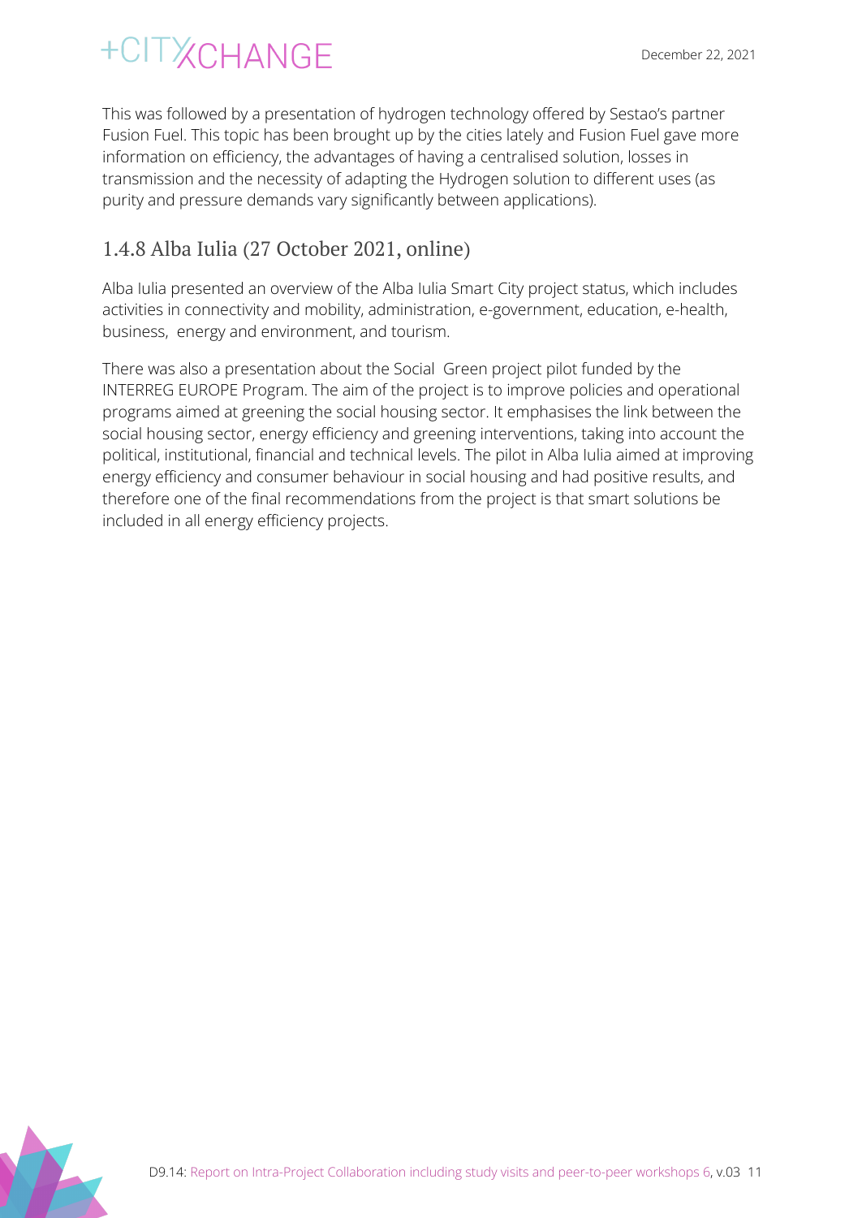This was followed by a presentation of hydrogen technology offered by Sestao's partner Fusion Fuel. This topic has been brought up by the cities lately and Fusion Fuel gave more information on efficiency, the advantages of having a centralised solution, losses in transmission and the necessity of adapting the Hydrogen solution to different uses (as purity and pressure demands vary significantly between applications).

### 1.4.8 Alba Iulia (27 October 2021, online)

Alba Iulia presented an overview of the Alba Iulia Smart City project status, which includes activities in connectivity and mobility, administration, e-government, education, e-health, business, energy and environment, and tourism.

There was also a presentation about the Social Green project pilot funded by the INTERREG EUROPE Program. The aim of the project is to improve policies and operational programs aimed at greening the social housing sector. It emphasises the link between the social housing sector, energy efficiency and greening interventions, taking into account the political, institutional, financial and technical levels. The pilot in Alba Iulia aimed at improving energy efficiency and consumer behaviour in social housing and had positive results, and therefore one of the final recommendations from the project is that smart solutions be included in all energy efficiency projects.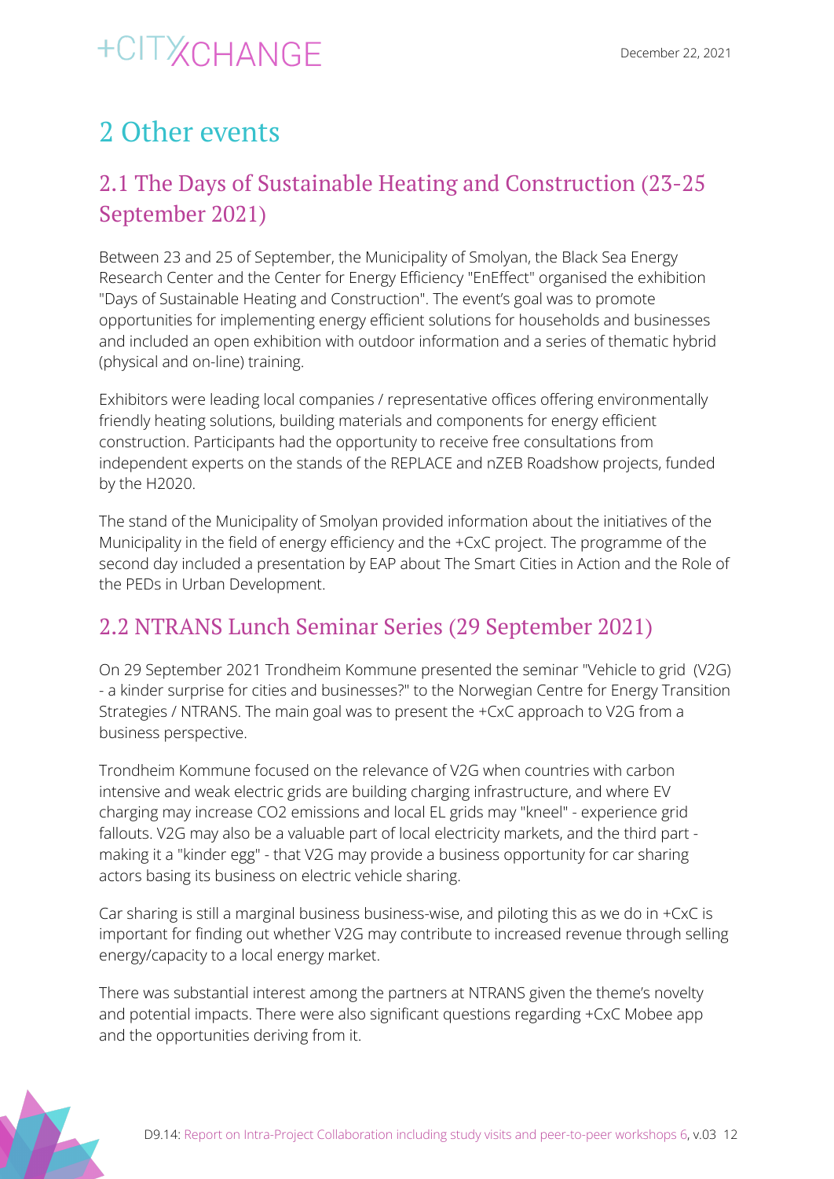# 2 Other events

## 2.1 The Days of Sustainable Heating and Construction (23-25 September 2021)

Between 23 and 25 of September, the Municipality of Smolyan, the Black Sea Energy Research Center and the Center for Energy Efficiency "EnEffect" organised the exhibition "Days of Sustainable Heating and Construction". The event's goal was to promote opportunities for implementing energy efficient solutions for households and businesses and included an open exhibition with outdoor information and a series of thematic hybrid (physical and on-line) training.

Exhibitors were leading local companies / representative offices offering environmentally friendly heating solutions, building materials and components for energy efficient construction. Participants had the opportunity to receive free consultations from independent experts on the stands of the REPLACE and nZEB Roadshow projects, funded by the H2020.

The stand of the Municipality of Smolyan provided information about the initiatives of the Municipality in the field of energy efficiency and the +CxC project. The programme of the second day included a presentation by EAP about The Smart Cities in Action and the Role of the PEDs in Urban Development.

## 2.2 NTRANS Lunch Seminar Series (29 September 2021)

On 29 September 2021 Trondheim Kommune presented the seminar "Vehicle to grid (V2G) - a kinder surprise for cities and businesses?" to the Norwegian Centre for Energy Transition Strategies / NTRANS. The main goal was to present the +CxC approach to V2G from a business perspective.

Trondheim Kommune focused on the relevance of V2G when countries with carbon intensive and weak electric grids are building charging infrastructure, and where EV charging may increase CO2 emissions and local EL grids may "kneel" - experience grid fallouts. V2G may also be a valuable part of local electricity markets, and the third part - making it a "kinder egg" - that V2G may provide a business opportunity for car sharing actors basing its business on electric vehicle sharing.

Car sharing is still a marginal business business-wise, and piloting this as we do in +CxC is important for finding out whether V2G may contribute to increased revenue through selling energy/capacity to a local energy market.

There was substantial interest among the partners at NTRANS given the theme's novelty and potential impacts. There were also significant questions regarding +CxC Mobee app and the opportunities deriving from it.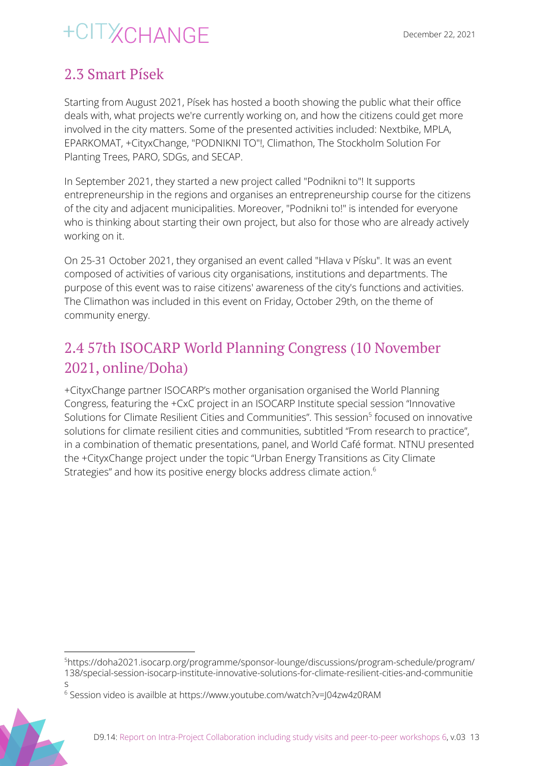## 2.3 Smart Písek

Starting from August 2021, Písek has hosted a booth showing the public what their office deals with, what projects we're currently working on, and how the citizens could get more involved in the city matters. Some of the presented activities included: Nextbike, MPLA, EPARKOMAT, +CityxChange, "PODNIKNI TO"!, Climathon, The Stockholm Solution For Planting Trees, PARO, SDGs, and SECAP.

In September 2021, they started a new project called "Podnikni to"! It supports entrepreneurship in the regions and organises an entrepreneurship course for the citizens of the city and adjacent municipalities. Moreover, "Podnikni to!" is intended for everyone who is thinking about starting their own project, but also for those who are already actively working on it.

On 25-31 October 2021, they organised an event called "Hlava v Písku". It was an event composed of activities of various city organisations, institutions and departments. The purpose of this event was to raise citizens' awareness of the city's functions and activities. The Climathon was included in this event on Friday, October 29th, on the theme of community energy.

## 2.4 57th ISOCARP World Planning Congress (10 November 2021, online/Doha)

+CityxChange partner ISOCARP's mother organisation organised the World Planning Congress, featuring the +CxC project in an ISOCARP Institute special session "Innovative Solutions for Climate Resilient Cities and Communities". This session[5] focused on innovative solutions for climate resilient cities and communities, subtitled "From research to practice", in a combination of thematic presentations, panel, and World Café format. NTNU presented the +CityxChange project under the topic "Urban Energy Transitions as City Climate Strategies" and how its positive energy blocks address climate action.[6]

---

[5] https://doha2021.isocarp.org/programme/sponsor-lounge/discussions/program-schedule/program/138/special-session-isocarp-institute-innovative-solutions-for-climate-resilient-cities-and-communities

[6] Session video is availble at https://www.youtube.com/watch?v=J04zw4z0RAM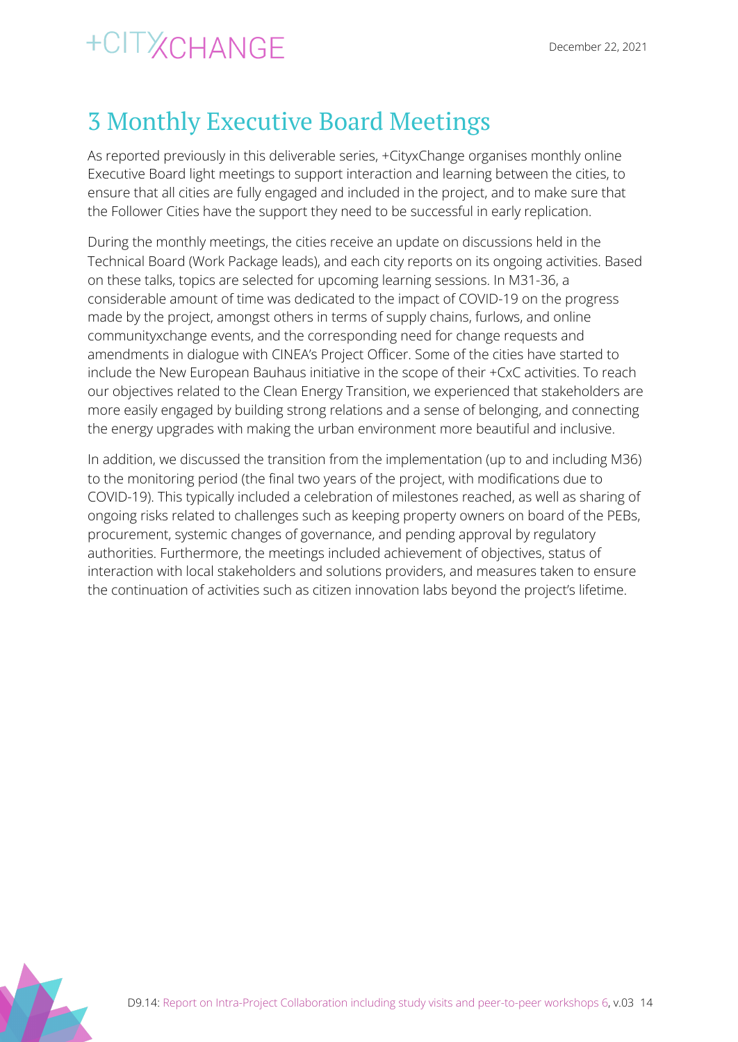# 3 Monthly Executive Board Meetings

As reported previously in this deliverable series, +CityxChange organises monthly online Executive Board light meetings to support interaction and learning between the cities, to ensure that all cities are fully engaged and included in the project, and to make sure that the Follower Cities have the support they need to be successful in early replication.

During the monthly meetings, the cities receive an update on discussions held in the Technical Board (Work Package leads), and each city reports on its ongoing activities. Based on these talks, topics are selected for upcoming learning sessions. In M31-36, a considerable amount of time was dedicated to the impact of COVID-19 on the progress made by the project, amongst others in terms of supply chains, furlows, and online communityxchange events, and the corresponding need for change requests and amendments in dialogue with CINEA's Project Officer. Some of the cities have started to include the New European Bauhaus initiative in the scope of their +CxC activities. To reach our objectives related to the Clean Energy Transition, we experienced that stakeholders are more easily engaged by building strong relations and a sense of belonging, and connecting the energy upgrades with making the urban environment more beautiful and inclusive.

In addition, we discussed the transition from the implementation (up to and including M36) to the monitoring period (the final two years of the project, with modifications due to COVID-19). This typically included a celebration of milestones reached, as well as sharing of ongoing risks related to challenges such as keeping property owners on board of the PEBs, procurement, systemic changes of governance, and pending approval by regulatory authorities. Furthermore, the meetings included achievement of objectives, status of interaction with local stakeholders and solutions providers, and measures taken to ensure the continuation of activities such as citizen innovation labs beyond the project's lifetime.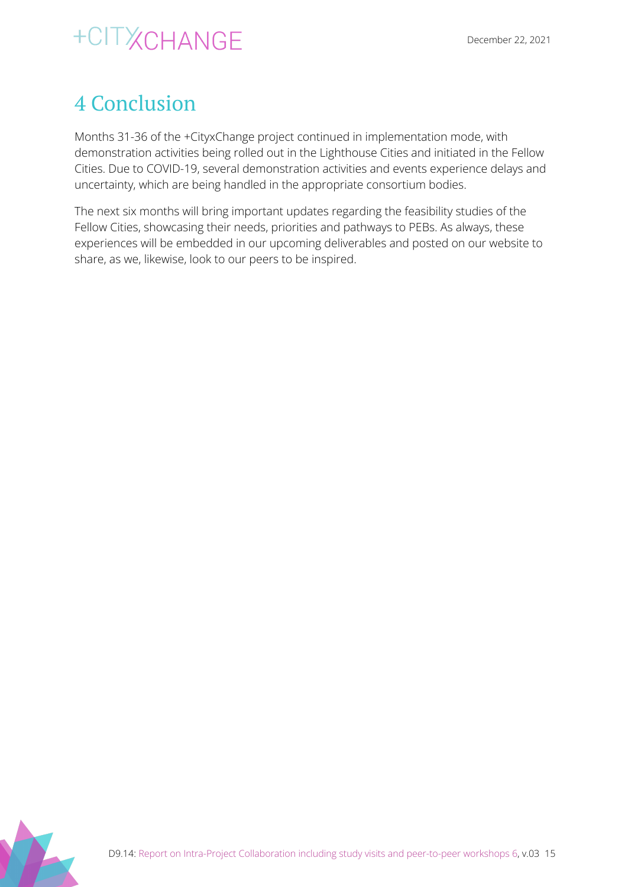# 4 Conclusion

Months 31-36 of the +CityxChange project continued in implementation mode, with demonstration activities being rolled out in the Lighthouse Cities and initiated in the Fellow Cities. Due to COVID-19, several demonstration activities and events experience delays and uncertainty, which are being handled in the appropriate consortium bodies.

The next six months will bring important updates regarding the feasibility studies of the Fellow Cities, showcasing their needs, priorities and pathways to PEBs. As always, these experiences will be embedded in our upcoming deliverables and posted on our website to share, as we, likewise, look to our peers to be inspired.